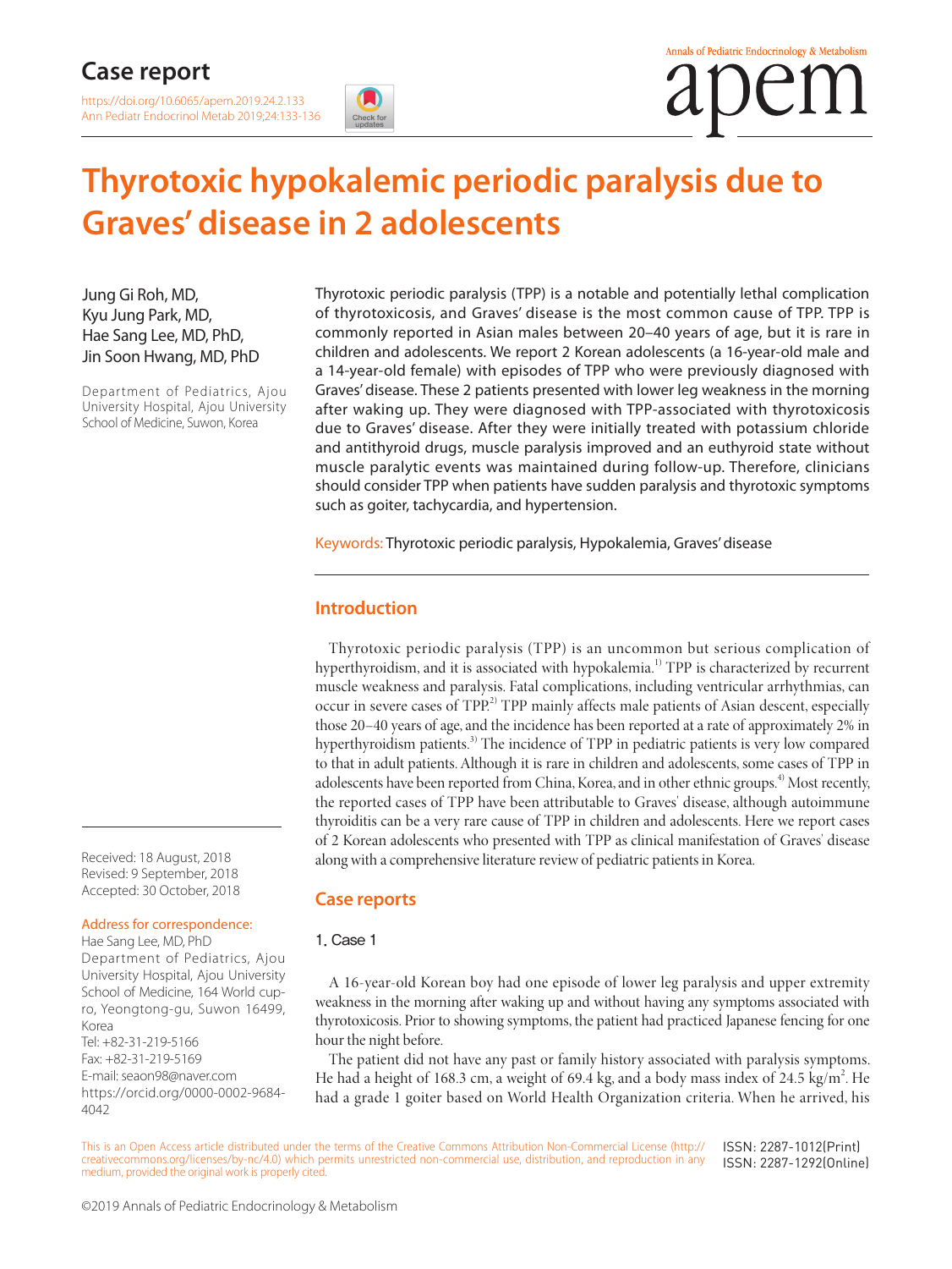# Case report

https://doi.org/10.6065/apem.2019.24.2.133

# Thyrotoxic hypokalemic periodic paralysis due to Graves' disease in 2 adolescents

Jung Gi Roh, MD, Kyu Jung Park, MD, Hae Sang Lee, MD, PhD, Jin Soon Hwang, MD, PhD

Department of Pediatrics, Ajou University Hospital, Ajou University School of Medicine, Suwon, Korea

Thyrotoxic periodic paralysis (TPP) is a notable and potentially lethal complication of thyrotoxicosis, and Graves' disease is the most common cause of TPP. TPP is commonly reported in Asian males between 20–40 years of age, but it is rare in children and adolescents. We report 2 Korean adolescents (a 16-year-old male and a 14-year-old female) with episodes of TPP who were previously diagnosed with Graves' disease. These 2 patients presented with lower leg weakness in the morning after waking up. They were diagnosed with TPP-associated with thyrotoxicosis due to Graves' disease. After they were initially treated with potassium chloride and antithyroid drugs, muscle paralysis improved and an euthyroid state without muscle paralytic events was maintained during follow-up. Therefore, clinicians should consider TPP when patients have sudden paralysis and thyrotoxic symptoms such as goiter, tachycardia, and hypertension.

**Keywords:** Thyrotoxic periodic paralysis, Hypokalemia, Graves' disease

## Introduction

Thyrotoxic periodic paralysis (TPP) is an uncommon but serious complication of hyperthyroidism, and it is associated with hypokalemia.[1] TPP is characterized by recurrent muscle weakness and paralysis. Fatal complications, including ventricular arrhythmias, can occur in severe cases of TPP.[2] TPP mainly affects male patients of Asian descent, especially those 20–40 years of age, and the incidence has been reported at a rate of approximately 2% in hyperthyroidism patients.[3] The incidence of TPP in pediatric patients is very low compared to that in adult patients. Although it is rare in children and adolescents, some cases of TPP in adolescents have been reported from China, Korea, and in other ethnic groups.[4] Most recently, the reported cases of TPP have been attributable to Graves' disease, although autoimmune thyroiditis can be a very rare cause of TPP in children and adolescents. Here we report cases of 2 Korean adolescents who presented with TPP as clinical manifestation of Graves' disease along with a comprehensive literature review of pediatric patients in Korea.

## Case reports

### 1. Case 1

A 16-year-old Korean boy had one episode of lower leg paralysis and upper extremity weakness in the morning after waking up and without having any symptoms associated with thyrotoxicosis. Prior to showing symptoms, the patient had practiced Japanese fencing for one hour the night before.

The patient did not have any past or family history associated with paralysis symptoms. He had a height of 168.3 cm, a weight of 69.4 kg, and a body mass index of 24.5 $kg/m^2$. He had a grade 1 goiter based on World Health Organization criteria. When he arrived, his

Received: 18 August, 2018
Revised: 9 September, 2018
Accepted: 30 October, 2018

Address for correspondence:
Hae Sang Lee, MD, PhD
Department of Pediatrics, Ajou University Hospital, Ajou University School of Medicine, 164 World cup-ro, Yeongtong-gu, Suwon 16499, Korea
Tel: +82-31-219-5166
Fax: +82-31-219-5169
E-mail: seaon98@naver.com
https://orcid.org/0000-0002-9684-4042

This is an Open Access article distributed under the terms of the Creative Commons Attribution Non-Commercial License (http://creativecommons.org/licenses/by-nc/4.0) which permits unrestricted non-commercial use, distribution, and reproduction in any medium, provided the original work is properly cited.

ISSN: 2287-1012(Print)
ISSN: 2287-1292(Online)

©2019 Annals of Pediatric Endocrinology & Metabolism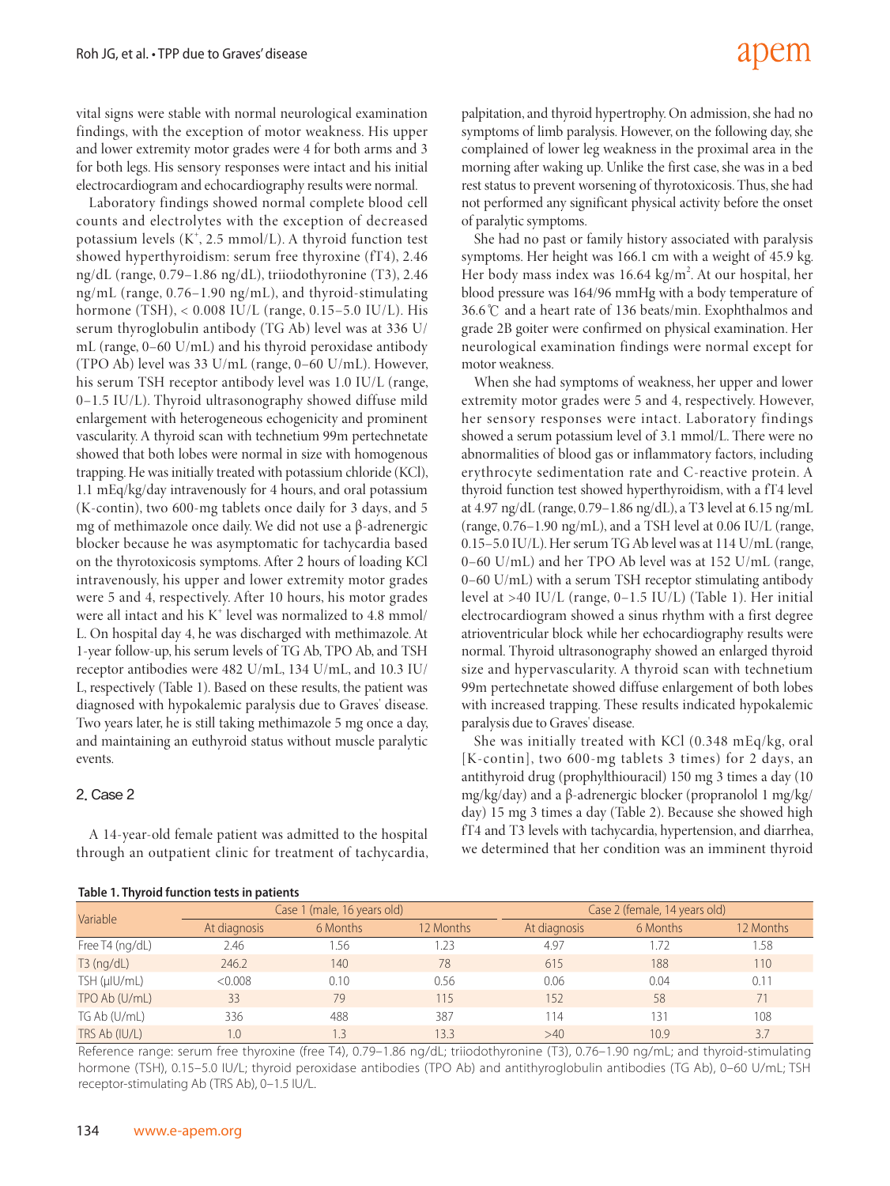vital signs were stable with normal neurological examination findings, with the exception of motor weakness. His upper and lower extremity motor grades were 4 for both arms and 3 for both legs. His sensory responses were intact and his initial electrocardiogram and echocardiography results were normal.

Laboratory findings showed normal complete blood cell counts and electrolytes with the exception of decreased potassium levels ($K^+$, 2.5 mmol/L). A thyroid function test showed hyperthyroidism: serum free thyroxine (fT4), 2.46 ng/dL (range, 0.79–1.86 ng/dL), triiodothyronine (T3), 2.46 ng/mL (range, 0.76–1.90 ng/mL), and thyroid-stimulating hormone (TSH), < 0.008 IU/L (range, 0.15–5.0 IU/L). His serum thyroglobulin antibody (TG Ab) level was at 336 U/mL (range, 0–60 U/mL) and his thyroid peroxidase antibody (TPO Ab) level was 33 U/mL (range, 0–60 U/mL). However, his serum TSH receptor antibody level was 1.0 IU/L (range, 0–1.5 IU/L). Thyroid ultrasonography showed diffuse mild enlargement with heterogeneous echogenicity and prominent vascularity. A thyroid scan with technetium 99m pertechnetate showed that both lobes were normal in size with homogenous trapping. He was initially treated with potassium chloride (KCl), 1.1 mEq/kg/day intravenously for 4 hours, and oral potassium (K-contin), two 600-mg tablets once daily for 3 days, and 5 mg of methimazole once daily. We did not use a β-adrenergic blocker because he was asymptomatic for tachycardia based on the thyrotoxicosis symptoms. After 2 hours of loading KCl intravenously, his upper and lower extremity motor grades were 5 and 4, respectively. After 10 hours, his motor grades were all intact and his $K^+$ level was normalized to 4.8 mmol/L. On hospital day 4, he was discharged with methimazole. At 1-year follow-up, his serum levels of TG Ab, TPO Ab, and TSH receptor antibodies were 482 U/mL, 134 U/mL, and 10.3 IU/L, respectively (Table 1). Based on these results, the patient was diagnosed with hypokalemic paralysis due to Graves' disease. Two years later, he is still taking methimazole 5 mg once a day, and maintaining an euthyroid status without muscle paralytic events.

## 2. Case 2

A 14-year-old female patient was admitted to the hospital through an outpatient clinic for treatment of tachycardia, palpitation, and thyroid hypertrophy. On admission, she had no symptoms of limb paralysis. However, on the following day, she complained of lower leg weakness in the proximal area in the morning after waking up. Unlike the first case, she was in a bed rest status to prevent worsening of thyrotoxicosis. Thus, she had not performed any significant physical activity before the onset of paralytic symptoms.

She had no past or family history associated with paralysis symptoms. Her height was 166.1 cm with a weight of 45.9 kg. Her body mass index was 16.64 $kg/m^2$. At our hospital, her blood pressure was 164/96 mmHg with a body temperature of 36.6℃ and a heart rate of 136 beats/min. Exophthalmos and grade 2B goiter were confirmed on physical examination. Her neurological examination findings were normal except for motor weakness.

When she had symptoms of weakness, her upper and lower extremity motor grades were 5 and 4, respectively. However, her sensory responses were intact. Laboratory findings showed a serum potassium level of 3.1 mmol/L. There were no abnormalities of blood gas or inflammatory factors, including erythrocyte sedimentation rate and C-reactive protein. A thyroid function test showed hyperthyroidism, with a fT4 level at 4.97 ng/dL (range, 0.79–1.86 ng/dL), a T3 level at 6.15 ng/mL (range, 0.76–1.90 ng/mL), and a TSH level at 0.06 IU/L (range, 0.15–5.0 IU/L). Her serum TG Ab level was at 114 U/mL (range, 0–60 U/mL) and her TPO Ab level was at 152 U/mL (range, 0–60 U/mL) with a serum TSH receptor stimulating antibody level at >40 IU/L (range, 0–1.5 IU/L) (Table 1). Her initial electrocardiogram showed a sinus rhythm with a first degree atrioventricular block while her echocardiography results were normal. Thyroid ultrasonography showed an enlarged thyroid size and hypervascularity. A thyroid scan with technetium 99m pertechnetate showed diffuse enlargement of both lobes with increased trapping. These results indicated hypokalemic paralysis due to Graves' disease.

She was initially treated with KCl (0.348 mEq/kg, oral [K-contin], two 600-mg tablets 3 times) for 2 days, an antithyroid drug (prophylthiouracil) 150 mg 3 times a day (10 mg/kg/day) and a β-adrenergic blocker (propranolol 1 mg/kg/day) 15 mg 3 times a day (Table 2). Because she showed high fT4 and T3 levels with tachycardia, hypertension, and diarrhea, we determined that her condition was an imminent thyroid

**Table 1. Thyroid function tests in patients**

| Variable | Case 1 (male, 16 years old) | | | Case 2 (female, 14 years old) | | |
|---|---|---|---|---|---|---|
| | At diagnosis | 6 Months | 12 Months | At diagnosis | 6 Months | 12 Months |
| Free T4 (ng/dL) | 2.46 | 1.56 | 1.23 | 4.97 | 1.72 | 1.58 |
| T3 (ng/dL) | 246.2 | 140 | 78 | 615 | 188 | 110 |
| TSH (μIU/mL) | <0.008 | 0.10 | 0.56 | 0.06 | 0.04 | 0.11 |
| TPO Ab (U/mL) | 33 | 79 | 115 | 152 | 58 | 71 |
| TG Ab (U/mL) | 336 | 488 | 387 | 114 | 131 | 108 |
| TRS Ab (IU/L) | 1.0 | 1.3 | 13.3 | >40 | 10.9 | 3.7 |

Reference range: serum free thyroxine (free T4), 0.79–1.86 ng/dL; triiodothyronine (T3), 0.76–1.90 ng/mL; and thyroid-stimulating hormone (TSH), 0.15–5.0 IU/L; thyroid peroxidase antibodies (TPO Ab) and antithyroglobulin antibodies (TG Ab), 0–60 U/mL; TSH receptor-stimulating Ab (TRS Ab), 0–1.5 IU/L.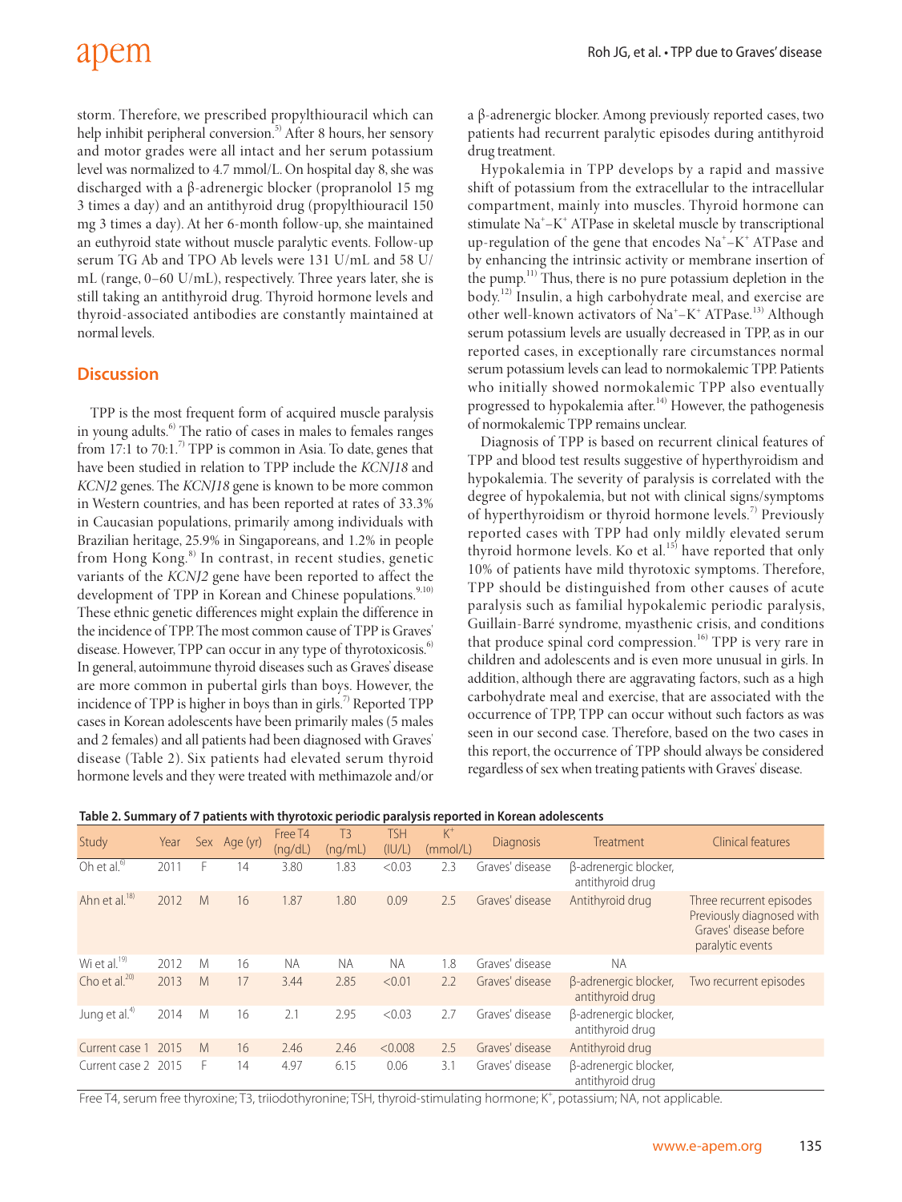storm. Therefore, we prescribed propylthiouracil which can help inhibit peripheral conversion.[5] After 8 hours, her sensory and motor grades were all intact and her serum potassium level was normalized to 4.7 mmol/L. On hospital day 8, she was discharged with a β-adrenergic blocker (propranolol 15 mg 3 times a day) and an antithyroid drug (propylthiouracil 150 mg 3 times a day). At her 6-month follow-up, she maintained an euthyroid state without muscle paralytic events. Follow-up serum TG Ab and TPO Ab levels were 131 U/mL and 58 U/mL (range, 0–60 U/mL), respectively. Three years later, she is still taking an antithyroid drug. Thyroid hormone levels and thyroid-associated antibodies are constantly maintained at normal levels.

## Discussion

TPP is the most frequent form of acquired muscle paralysis in young adults.[6] The ratio of cases in males to females ranges from 17:1 to 70:1.[7] TPP is common in Asia. To date, genes that have been studied in relation to TPP include the *KCNJ18* and *KCNJ2* genes. The *KCNJ18* gene is known to be more common in Western countries, and has been reported at rates of 33.3% in Caucasian populations, primarily among individuals with Brazilian heritage, 25.9% in Singaporeans, and 1.2% in people from Hong Kong.[8] In contrast, in recent studies, genetic variants of the *KCNJ2* gene have been reported to affect the development of TPP in Korean and Chinese populations.[9,10] These ethnic genetic differences might explain the difference in the incidence of TPP. The most common cause of TPP is Graves' disease. However, TPP can occur in any type of thyrotoxicosis.[6] In general, autoimmune thyroid diseases such as Graves' disease are more common in pubertal girls than boys. However, the incidence of TPP is higher in boys than in girls.[7] Reported TPP cases in Korean adolescents have been primarily males (5 males and 2 females) and all patients had been diagnosed with Graves' disease (Table 2). Six patients had elevated serum thyroid hormone levels and they were treated with methimazole and/or a β-adrenergic blocker. Among previously reported cases, two patients had recurrent paralytic episodes during antithyroid drug treatment.

Hypokalemia in TPP develops by a rapid and massive shift of potassium from the extracellular to the intracellular compartment, mainly into muscles. Thyroid hormone can stimulate $Na^+$–$K^+$ ATPase in skeletal muscle by transcriptional up-regulation of the gene that encodes $Na^+$–$K^+$ ATPase and by enhancing the intrinsic activity or membrane insertion of the pump.[11] Thus, there is no pure potassium depletion in the body.[12] Insulin, a high carbohydrate meal, and exercise are other well-known activators of $Na^+$–$K^+$ ATPase.[13] Although serum potassium levels are usually decreased in TPP, as in our reported cases, in exceptionally rare circumstances normal serum potassium levels can lead to normokalemic TPP. Patients who initially showed normokalemic TPP also eventually progressed to hypokalemia after.[14] However, the pathogenesis of normokalemic TPP remains unclear.

Diagnosis of TPP is based on recurrent clinical features of TPP and blood test results suggestive of hyperthyroidism and hypokalemia. The severity of paralysis is correlated with the degree of hypokalemia, but not with clinical signs/symptoms of hyperthyroidism or thyroid hormone levels.[7] Previously reported cases with TPP had only mildly elevated serum thyroid hormone levels. Ko et al.[15] have reported that only 10% of patients have mild thyrotoxic symptoms. Therefore, TPP should be distinguished from other causes of acute paralysis such as familial hypokalemic periodic paralysis, Guillain-Barré syndrome, myasthenic crisis, and conditions that produce spinal cord compression.[16] TPP is very rare in children and adolescents and is even more unusual in girls. In addition, although there are aggravating factors, such as a high carbohydrate meal and exercise, that are associated with the occurrence of TPP, TPP can occur without such factors as was seen in our second case. Therefore, based on the two cases in this report, the occurrence of TPP should always be considered regardless of sex when treating patients with Graves' disease.

**Table 2. Summary of 7 patients with thyrotoxic periodic paralysis reported in Korean adolescents**

| Study | Year | Sex | Age (yr) | Free T4 (ng/dL) | T3 (ng/mL) | TSH (IU/L) | $K^+$ (mmol/L) | Diagnosis | Treatment | Clinical features |
|---|---|---|---|---|---|---|---|---|---|---|
| Oh et al.[6] | 2011 | F | 14 | 3.80 | 1.83 | <0.03 | 2.3 | Graves' disease | β-adrenergic blocker, antithyroid drug | |
| Ahn et al.[18] | 2012 | M | 16 | 1.87 | 1.80 | 0.09 | 2.5 | Graves' disease | Antithyroid drug | Three recurrent episodes Previously diagnosed with Graves' disease before paralytic events |
| Wi et al.[19] | 2012 | M | 16 | NA | NA | NA | 1.8 | Graves' disease | NA | |
| Cho et al.[20] | 2013 | M | 17 | 3.44 | 2.85 | <0.01 | 2.2 | Graves' disease | β-adrenergic blocker, antithyroid drug | Two recurrent episodes |
| Jung et al.[4] | 2014 | M | 16 | 2.1 | 2.95 | <0.03 | 2.7 | Graves' disease | β-adrenergic blocker, antithyroid drug | |
| Current case 1 | 2015 | M | 16 | 2.46 | 2.46 | <0.008 | 2.5 | Graves' disease | Antithyroid drug | |
| Current case 2 | 2015 | F | 14 | 4.97 | 6.15 | 0.06 | 3.1 | Graves' disease | β-adrenergic blocker, antithyroid drug | |

Free T4, serum free thyroxine; T3, triiodothyronine; TSH, thyroid-stimulating hormone; $K^+$, potassium; NA, not applicable.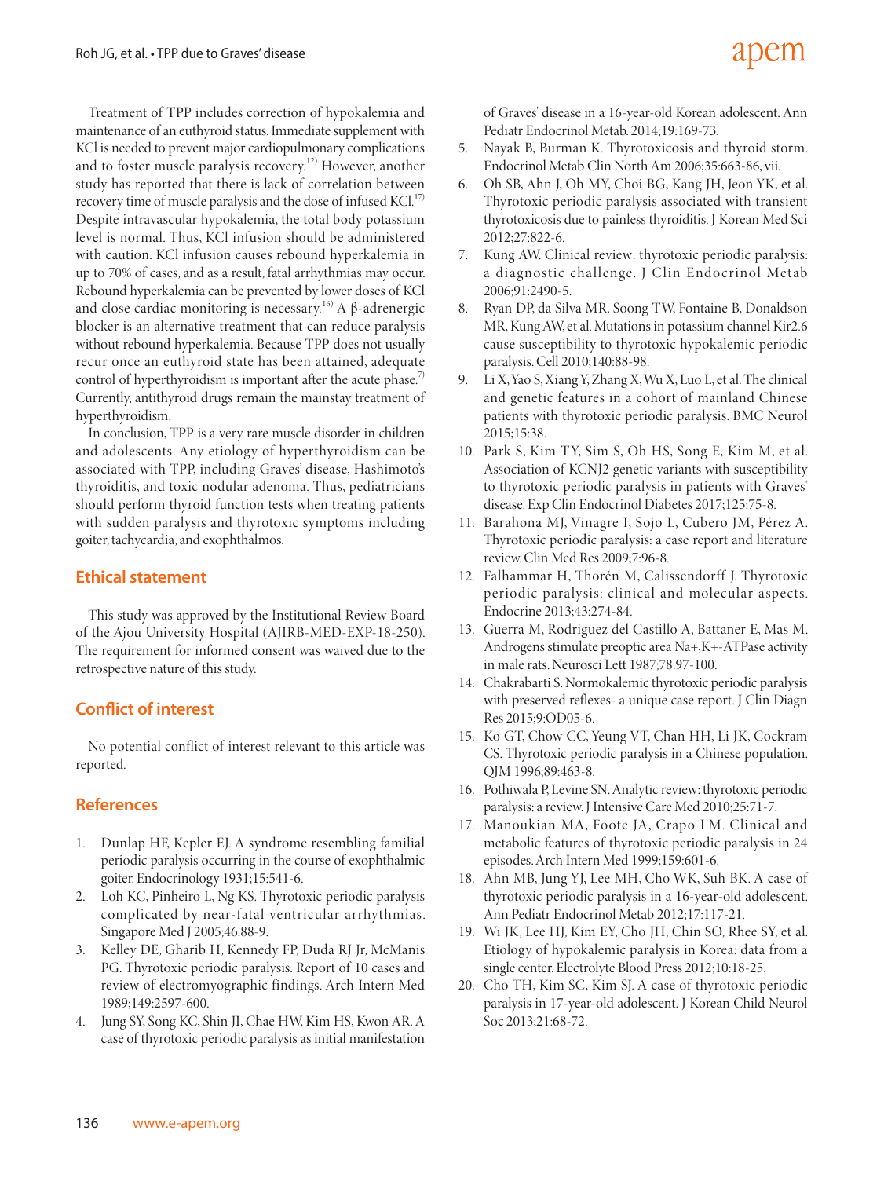Treatment of TPP includes correction of hypokalemia and maintenance of an euthyroid status. Immediate supplement with KCl is needed to prevent major cardiopulmonary complications and to foster muscle paralysis recovery.[12] However, another study has reported that there is lack of correlation between recovery time of muscle paralysis and the dose of infused KCl.[17] Despite intravascular hypokalemia, the total body potassium level is normal. Thus, KCl infusion should be administered with caution. KCl infusion causes rebound hyperkalemia in up to 70% of cases, and as a result, fatal arrhythmias may occur. Rebound hyperkalemia can be prevented by lower doses of KCl and close cardiac monitoring is necessary.[16] A β-adrenergic blocker is an alternative treatment that can reduce paralysis without rebound hyperkalemia. Because TPP does not usually recur once an euthyroid state has been attained, adequate control of hyperthyroidism is important after the acute phase.[7] Currently, antithyroid drugs remain the mainstay treatment of hyperthyroidism.

In conclusion, TPP is a very rare muscle disorder in children and adolescents. Any etiology of hyperthyroidism can be associated with TPP, including Graves' disease, Hashimoto's thyroiditis, and toxic nodular adenoma. Thus, pediatricians should perform thyroid function tests when treating patients with sudden paralysis and thyrotoxic symptoms including goiter, tachycardia, and exophthalmos.

## Ethical statement

This study was approved by the Institutional Review Board of the Ajou University Hospital (AJIRB-MED-EXP-18-250). The requirement for informed consent was waived due to the retrospective nature of this study.

## Conflict of interest

No potential conflict of interest relevant to this article was reported.

## References

1. Dunlap HF, Kepler EJ. A syndrome resembling familial periodic paralysis occurring in the course of exophthalmic goiter. Endocrinology 1931;15:541-6.
2. Loh KC, Pinheiro L, Ng KS. Thyrotoxic periodic paralysis complicated by near-fatal ventricular arrhythmias. Singapore Med J 2005;46:88-9.
3. Kelley DE, Gharib H, Kennedy FP, Duda RJ Jr, McManis PG. Thyrotoxic periodic paralysis. Report of 10 cases and review of electromyographic findings. Arch Intern Med 1989;149:2597-600.
4. Jung SY, Song KC, Shin JI, Chae HW, Kim HS, Kwon AR. A case of thyrotoxic periodic paralysis as initial manifestation of Graves' disease in a 16-year-old Korean adolescent. Ann Pediatr Endocrinol Metab. 2014;19:169-73.
5. Nayak B, Burman K. Thyrotoxicosis and thyroid storm. Endocrinol Metab Clin North Am 2006;35:663-86, vii.
6. Oh SB, Ahn J, Oh MY, Choi BG, Kang JH, Jeon YK, et al. Thyrotoxic periodic paralysis associated with transient thyrotoxicosis due to painless thyroiditis. J Korean Med Sci 2012;27:822-6.
7. Kung AW. Clinical review: thyrotoxic periodic paralysis: a diagnostic challenge. J Clin Endocrinol Metab 2006;91:2490-5.
8. Ryan DP, da Silva MR, Soong TW, Fontaine B, Donaldson MR, Kung AW, et al. Mutations in potassium channel Kir2.6 cause susceptibility to thyrotoxic hypokalemic periodic paralysis. Cell 2010;140:88-98.
9. Li X, Yao S, Xiang Y, Zhang X, Wu X, Luo L, et al. The clinical and genetic features in a cohort of mainland Chinese patients with thyrotoxic periodic paralysis. BMC Neurol 2015;15:38.
10. Park S, Kim TY, Sim S, Oh HS, Song E, Kim M, et al. Association of KCNJ2 genetic variants with susceptibility to thyrotoxic periodic paralysis in patients with Graves' disease. Exp Clin Endocrinol Diabetes 2017;125:75-8.
11. Barahona MJ, Vinagre I, Sojo L, Cubero JM, Pérez A. Thyrotoxic periodic paralysis: a case report and literature review. Clin Med Res 2009;7:96-8.
12. Falhammar H, Thorén M, Calissendorff J. Thyrotoxic periodic paralysis: clinical and molecular aspects. Endocrine 2013;43:274-84.
13. Guerra M, Rodriguez del Castillo A, Battaner E, Mas M. Androgens stimulate preoptic area Na+,K+-ATPase activity in male rats. Neurosci Lett 1987;78:97-100.
14. Chakrabarti S. Normokalemic thyrotoxic periodic paralysis with preserved reflexes- a unique case report. J Clin Diagn Res 2015;9:OD05-6.
15. Ko GT, Chow CC, Yeung VT, Chan HH, Li JK, Cockram CS. Thyrotoxic periodic paralysis in a Chinese population. QJM 1996;89:463-8.
16. Pothiwala P, Levine SN. Analytic review: thyrotoxic periodic paralysis: a review. J Intensive Care Med 2010;25:71-7.
17. Manoukian MA, Foote JA, Crapo LM. Clinical and metabolic features of thyrotoxic periodic paralysis in 24 episodes. Arch Intern Med 1999;159:601-6.
18. Ahn MB, Jung YJ, Lee MH, Cho WK, Suh BK. A case of thyrotoxic periodic paralysis in a 16-year-old adolescent. Ann Pediatr Endocrinol Metab 2012;17:117-21.
19. Wi JK, Lee HJ, Kim EY, Cho JH, Chin SO, Rhee SY, et al. Etiology of hypokalemic paralysis in Korea: data from a single center. Electrolyte Blood Press 2012;10:18-25.
20. Cho TH, Kim SC, Kim SJ. A case of thyrotoxic periodic paralysis in 17-year-old adolescent. J Korean Child Neurol Soc 2013;21:68-72.